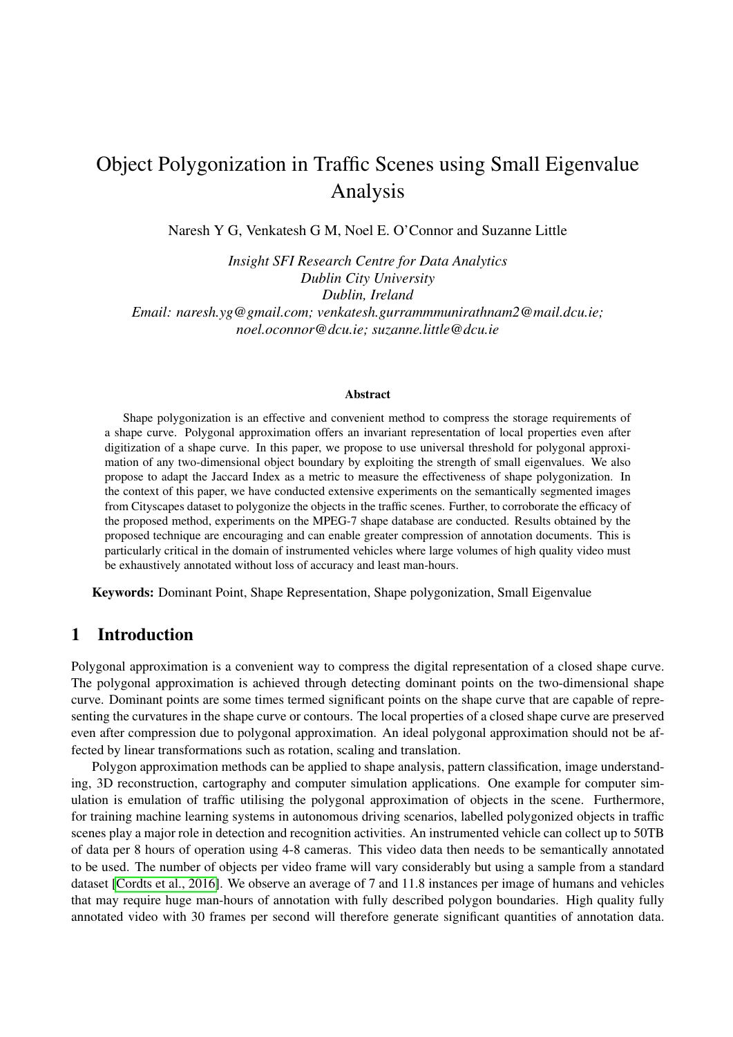# Object Polygonization in Traffic Scenes using Small Eigenvalue Analysis

Naresh Y G, Venkatesh G M, Noel E. O'Connor and Suzanne Little

*Insight SFI Research Centre for Data Analytics*
*Dublin City University*
*Dublin, Ireland*
*Email: naresh.yg@gmail.com; venkatesh.gurrammmunirathnam2@mail.dcu.ie; noel.oconnor@dcu.ie; suzanne.little@dcu.ie*

### Abstract

Shape polygonization is an effective and convenient method to compress the storage requirements of a shape curve. Polygonal approximation offers an invariant representation of local properties even after digitization of a shape curve. In this paper, we propose to use universal threshold for polygonal approximation of any two-dimensional object boundary by exploiting the strength of small eigenvalues. We also propose to adapt the Jaccard Index as a metric to measure the effectiveness of shape polygonization. In the context of this paper, we have conducted extensive experiments on the semantically segmented images from Cityscapes dataset to polygonize the objects in the traffic scenes. Further, to corroborate the efficacy of the proposed method, experiments on the MPEG-7 shape database are conducted. Results obtained by the proposed technique are encouraging and can enable greater compression of annotation documents. This is particularly critical in the domain of instrumented vehicles where large volumes of high quality video must be exhaustively annotated without loss of accuracy and least man-hours.

**Keywords:** Dominant Point, Shape Representation, Shape polygonization, Small Eigenvalue

## 1 Introduction

Polygonal approximation is a convenient way to compress the digital representation of a closed shape curve. The polygonal approximation is achieved through detecting dominant points on the two-dimensional shape curve. Dominant points are some times termed significant points on the shape curve that are capable of representing the curvatures in the shape curve or contours. The local properties of a closed shape curve are preserved even after compression due to polygonal approximation. An ideal polygonal approximation should not be affected by linear transformations such as rotation, scaling and translation.

Polygon approximation methods can be applied to shape analysis, pattern classification, image understanding, 3D reconstruction, cartography and computer simulation applications. One example for computer simulation is emulation of traffic utilising the polygonal approximation of objects in the scene. Furthermore, for training machine learning systems in autonomous driving scenarios, labelled polygonized objects in traffic scenes play a major role in detection and recognition activities. An instrumented vehicle can collect up to 50TB of data per 8 hours of operation using 4-8 cameras. This video data then needs to be semantically annotated to be used. The number of objects per video frame will vary considerably but using a sample from a standard dataset [Cordts et al., 2016]. We observe an average of 7 and 11.8 instances per image of humans and vehicles that may require huge man-hours of annotation with fully described polygon boundaries. High quality fully annotated video with 30 frames per second will therefore generate significant quantities of annotation data.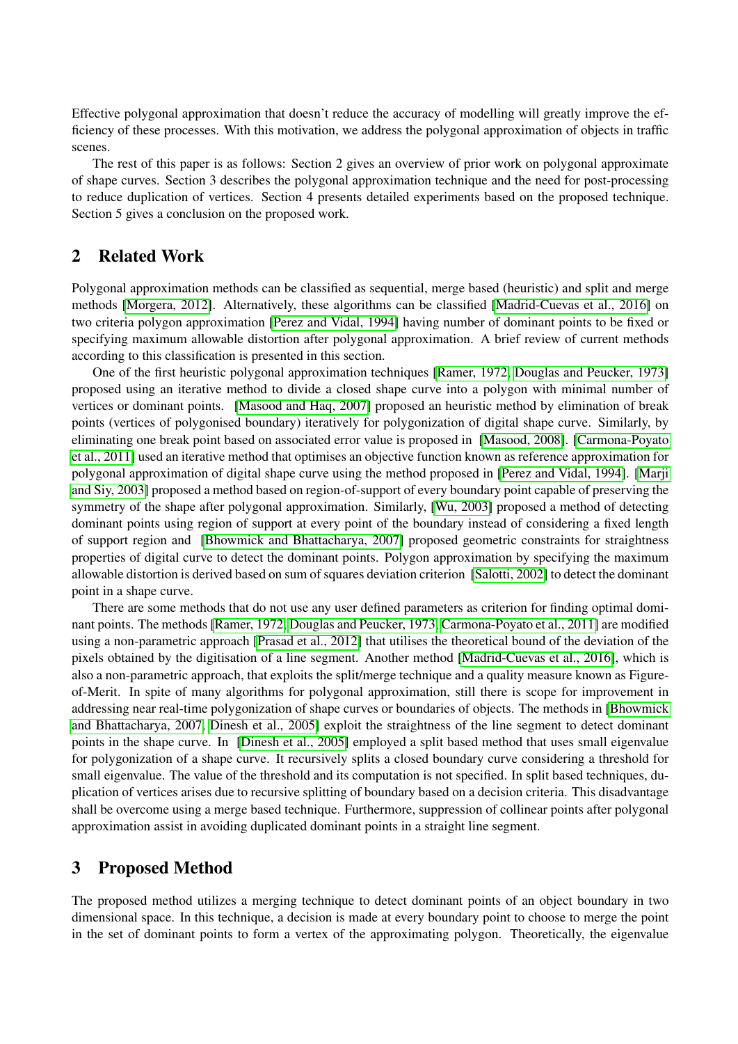Effective polygonal approximation that doesn't reduce the accuracy of modelling will greatly improve the efficiency of these processes. With this motivation, we address the polygonal approximation of objects in traffic scenes.

The rest of this paper is as follows: Section 2 gives an overview of prior work on polygonal approximate of shape curves. Section 3 describes the polygonal approximation technique and the need for post-processing to reduce duplication of vertices. Section 4 presents detailed experiments based on the proposed technique. Section 5 gives a conclusion on the proposed work.

## 2 Related Work

Polygonal approximation methods can be classified as sequential, merge based (heuristic) and split and merge methods [Morgera, 2012]. Alternatively, these algorithms can be classified [Madrid-Cuevas et al., 2016] on two criteria polygon approximation [Perez and Vidal, 1994] having number of dominant points to be fixed or specifying maximum allowable distortion after polygonal approximation. A brief review of current methods according to this classification is presented in this section.

One of the first heuristic polygonal approximation techniques [Ramer, 1972, Douglas and Peucker, 1973] proposed using an iterative method to divide a closed shape curve into a polygon with minimal number of vertices or dominant points. [Masood and Haq, 2007] proposed an heuristic method by elimination of break points (vertices of polygonised boundary) iteratively for polygonization of digital shape curve. Similarly, by eliminating one break point based on associated error value is proposed in [Masood, 2008]. [Carmona-Poyato et al., 2011] used an iterative method that optimises an objective function known as reference approximation for polygonal approximation of digital shape curve using the method proposed in [Perez and Vidal, 1994]. [Marji and Siy, 2003] proposed a method based on region-of-support of every boundary point capable of preserving the symmetry of the shape after polygonal approximation. Similarly, [Wu, 2003] proposed a method of detecting dominant points using region of support at every point of the boundary instead of considering a fixed length of support region and [Bhowmick and Bhattacharya, 2007] proposed geometric constraints for straightness properties of digital curve to detect the dominant points. Polygon approximation by specifying the maximum allowable distortion is derived based on sum of squares deviation criterion [Salotti, 2002] to detect the dominant point in a shape curve.

There are some methods that do not use any user defined parameters as criterion for finding optimal dominant points. The methods [Ramer, 1972, Douglas and Peucker, 1973, Carmona-Poyato et al., 2011] are modified using a non-parametric approach [Prasad et al., 2012] that utilises the theoretical bound of the deviation of the pixels obtained by the digitisation of a line segment. Another method [Madrid-Cuevas et al., 2016], which is also a non-parametric approach, that exploits the split/merge technique and a quality measure known as Figure-of-Merit. In spite of many algorithms for polygonal approximation, still there is scope for improvement in addressing near real-time polygonization of shape curves or boundaries of objects. The methods in [Bhowmick and Bhattacharya, 2007, Dinesh et al., 2005] exploit the straightness of the line segment to detect dominant points in the shape curve. In [Dinesh et al., 2005] employed a split based method that uses small eigenvalue for polygonization of a shape curve. It recursively splits a closed boundary curve considering a threshold for small eigenvalue. The value of the threshold and its computation is not specified. In split based techniques, duplication of vertices arises due to recursive splitting of boundary based on a decision criteria. This disadvantage shall be overcome using a merge based technique. Furthermore, suppression of collinear points after polygonal approximation assist in avoiding duplicated dominant points in a straight line segment.

## 3 Proposed Method

The proposed method utilizes a merging technique to detect dominant points of an object boundary in two dimensional space. In this technique, a decision is made at every boundary point to choose to merge the point in the set of dominant points to form a vertex of the approximating polygon. Theoretically, the eigenvalue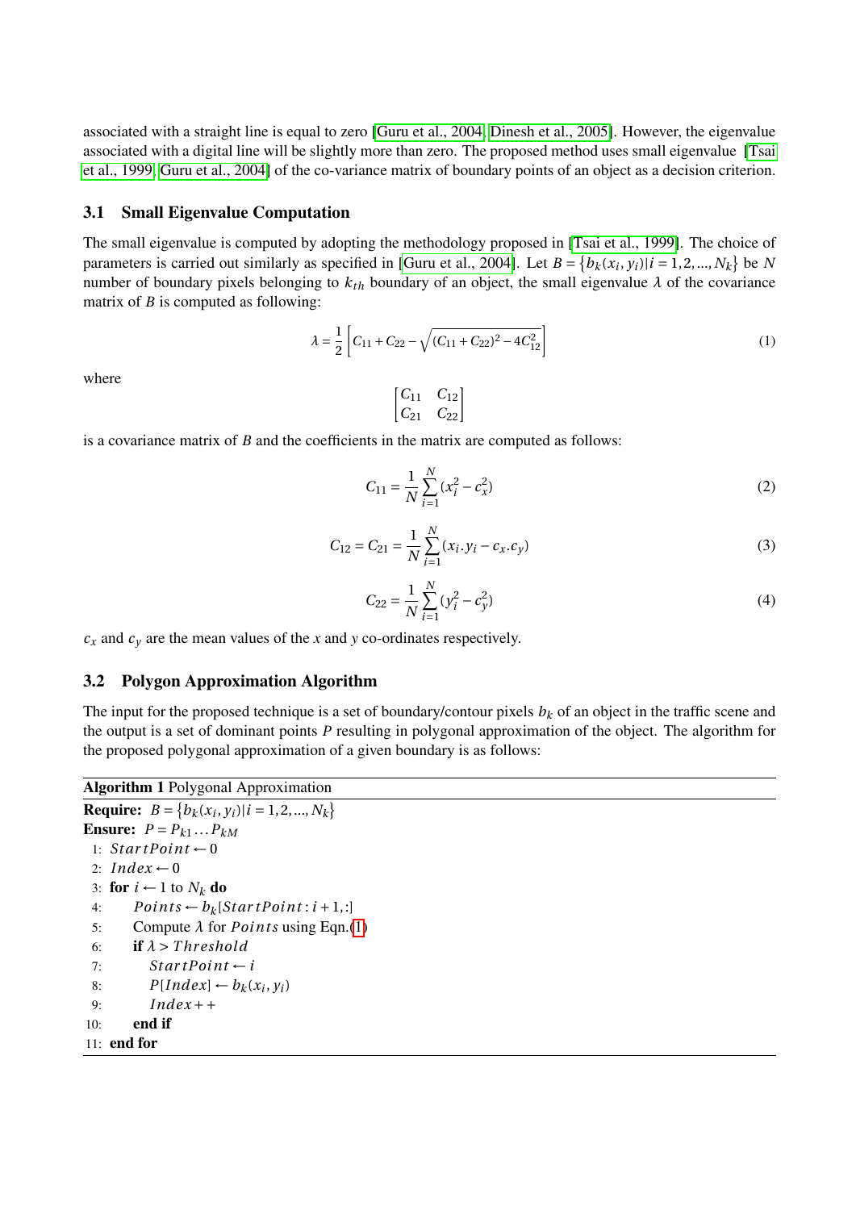associated with a straight line is equal to zero [Guru et al., 2004, Dinesh et al., 2005]. However, the eigenvalue associated with a digital line will be slightly more than zero. The proposed method uses small eigenvalue [Tsai et al., 1999, Guru et al., 2004] of the co-variance matrix of boundary points of an object as a decision criterion.

### 3.1 Small Eigenvalue Computation

The small eigenvalue is computed by adopting the methodology proposed in [Tsai et al., 1999]. The choice of parameters is carried out similarly as specified in [Guru et al., 2004]. Let $B = \{b_k(x_i, y_i) | i = 1, 2, ..., N_k\}$ be $N$ number of boundary pixels belonging to $k_{th}$ boundary of an object, the small eigenvalue $\lambda$ of the covariance matrix of $B$ is computed as following:

$$\lambda = \frac{1}{2}\left[C_{11} + C_{22} - \sqrt{(C_{11} + C_{22})^2 - 4C_{12}^2}\right] \tag{1}$$

where

$$\begin{bmatrix} C_{11} & C_{12} \\ C_{21} & C_{22} \end{bmatrix}$$

is a covariance matrix of $B$ and the coefficients in the matrix are computed as follows:

$$C_{11} = \frac{1}{N}\sum_{i=1}^{N}(x_i^2 - c_x^2) \tag{2}$$

$$C_{12} = C_{21} = \frac{1}{N}\sum_{i=1}^{N}(x_i.y_i - c_x.c_y) \tag{3}$$

$$C_{22} = \frac{1}{N}\sum_{i=1}^{N}(y_i^2 - c_y^2) \tag{4}$$

$c_x$ and $c_y$ are the mean values of the $x$ and $y$ co-ordinates respectively.

### 3.2 Polygon Approximation Algorithm

The input for the proposed technique is a set of boundary/contour pixels $b_k$ of an object in the traffic scene and the output is a set of dominant points $P$ resulting in polygonal approximation of the object. The algorithm for the proposed polygonal approximation of a given boundary is as follows:

**Algorithm 1** Polygonal Approximation

**Require:** $B = \{b_k(x_i, y_i) | i = 1, 2, ..., N_k\}$
**Ensure:** $P = P_{k1} \ldots P_{kM}$

```
1:  StartPoint ← 0
2:  Index ← 0
3:  for i ← 1 to N_k do
4:      Points ← b_k[StartPoint : i+1, :]
5:      Compute λ for Points using Eqn.(1)
6:      if λ > Threshold
7:          StartPoint ← i
8:          P[Index] ← b_k(x_i, y_i)
9:          Index++
10:     end if
11: end for
```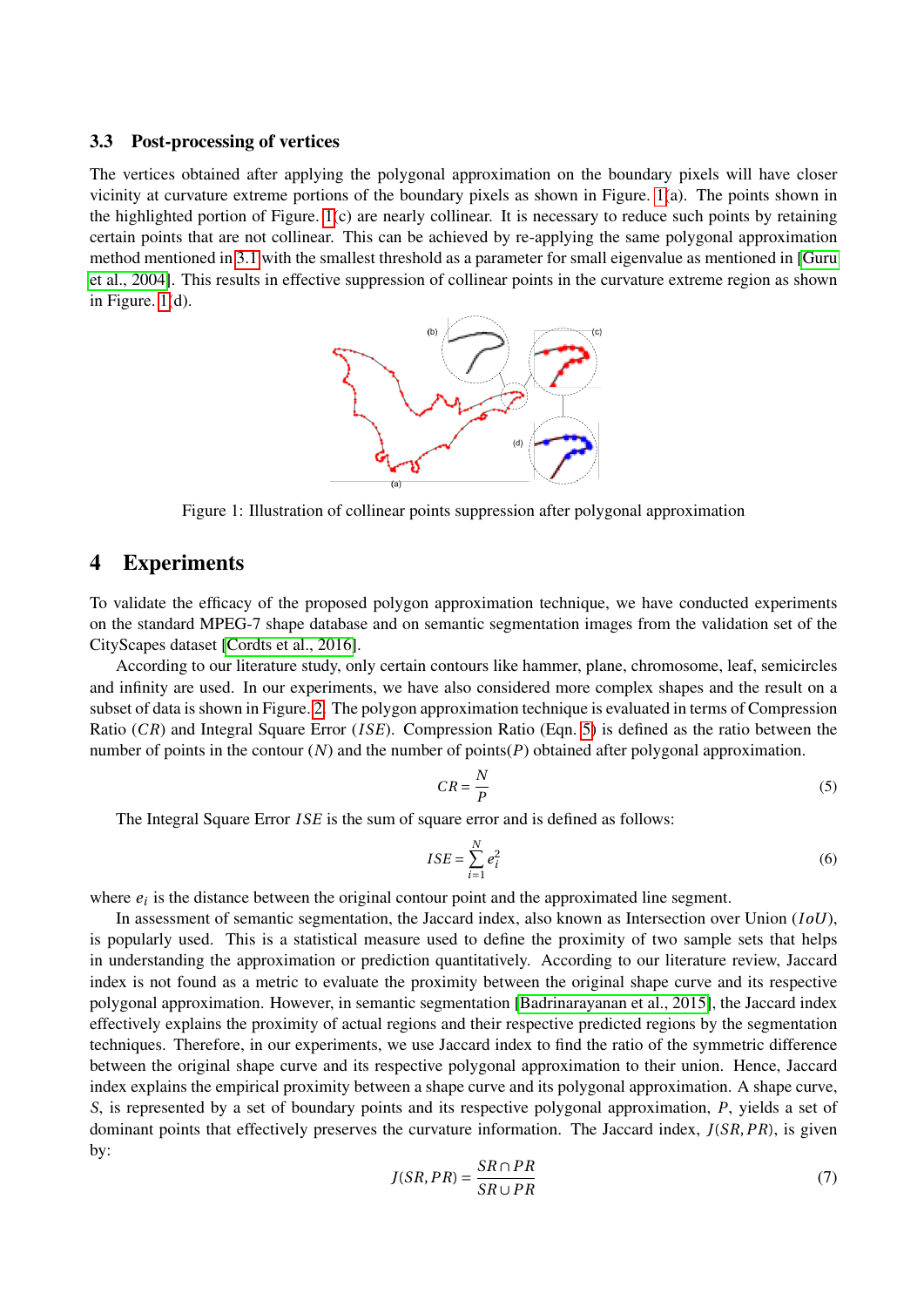### 3.3 Post-processing of vertices

The vertices obtained after applying the polygonal approximation on the boundary pixels will have closer vicinity at curvature extreme portions of the boundary pixels as shown in Figure. 1(a). The points shown in the highlighted portion of Figure. 1(c) are nearly collinear. It is necessary to reduce such points by retaining certain points that are not collinear. This can be achieved by re-applying the same polygonal approximation method mentioned in 3.1 with the smallest threshold as a parameter for small eigenvalue as mentioned in [Guru et al., 2004]. This results in effective suppression of collinear points in the curvature extreme region as shown in Figure. 1(d).

Figure 1: Illustration of collinear points suppression after polygonal approximation

## 4 Experiments

To validate the efficacy of the proposed polygon approximation technique, we have conducted experiments on the standard MPEG-7 shape database and on semantic segmentation images from the validation set of the CityScapes dataset [Cordts et al., 2016].

According to our literature study, only certain contours like hammer, plane, chromosome, leaf, semicircles and infinity are used. In our experiments, we have also considered more complex shapes and the result on a subset of data is shown in Figure. 2. The polygon approximation technique is evaluated in terms of Compression Ratio ($CR$) and Integral Square Error ($ISE$). Compression Ratio (Eqn. 5) is defined as the ratio between the number of points in the contour ($N$) and the number of points($P$) obtained after polygonal approximation.

$$CR = \frac{N}{P} \tag{5}$$

The Integral Square Error $ISE$ is the sum of square error and is defined as follows:

$$ISE = \sum_{i=1}^{N} e_i^2 \tag{6}$$

where $e_i$ is the distance between the original contour point and the approximated line segment.

In assessment of semantic segmentation, the Jaccard index, also known as Intersection over Union ($IoU$), is popularly used. This is a statistical measure used to define the proximity of two sample sets that helps in understanding the approximation or prediction quantitatively. According to our literature review, Jaccard index is not found as a metric to evaluate the proximity between the original shape curve and its respective polygonal approximation. However, in semantic segmentation [Badrinarayanan et al., 2015], the Jaccard index effectively explains the proximity of actual regions and their respective predicted regions by the segmentation techniques. Therefore, in our experiments, we use Jaccard index to find the ratio of the symmetric difference between the original shape curve and its respective polygonal approximation to their union. Hence, Jaccard index explains the empirical proximity between a shape curve and its polygonal approximation. A shape curve, $S$, is represented by a set of boundary points and its respective polygonal approximation, $P$, yields a set of dominant points that effectively preserves the curvature information. The Jaccard index, $J(SR, PR)$, is given by:

$$J(SR, PR) = \frac{SR \cap PR}{SR \cup PR} \tag{7}$$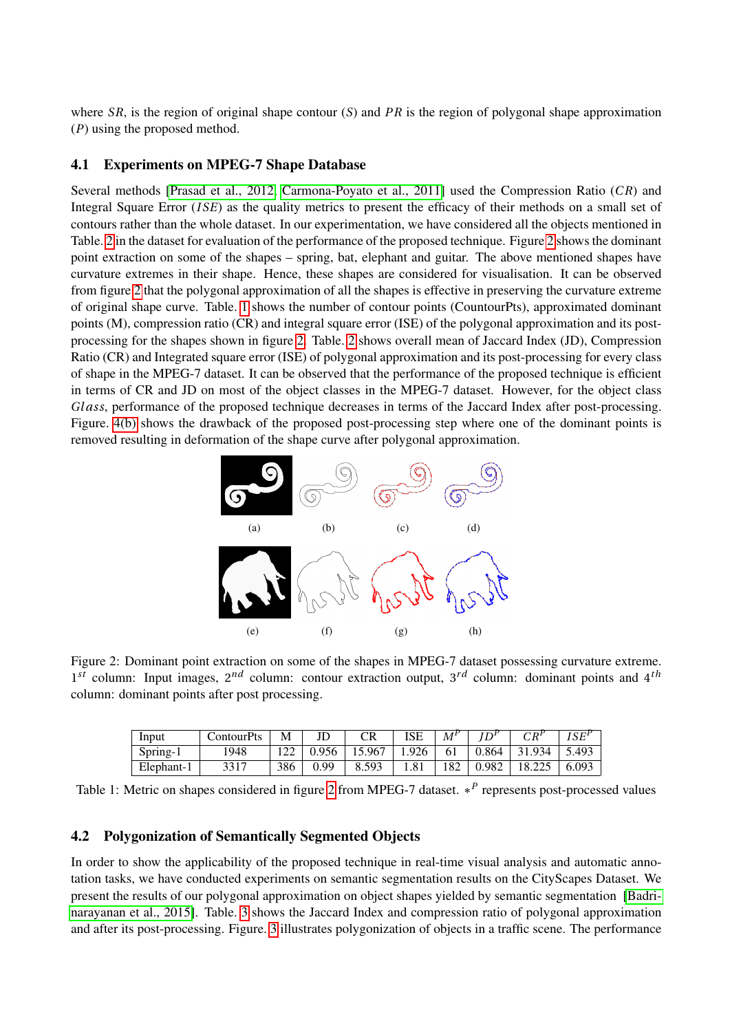where $SR$, is the region of original shape contour ($S$) and $PR$ is the region of polygonal shape approximation ($P$) using the proposed method.

### 4.1 Experiments on MPEG-7 Shape Database

Several methods [Prasad et al., 2012, Carmona-Poyato et al., 2011] used the Compression Ratio ($CR$) and Integral Square Error ($ISE$) as the quality metrics to present the efficacy of their methods on a small set of contours rather than the whole dataset. In our experimentation, we have considered all the objects mentioned in Table. 2 in the dataset for evaluation of the performance of the proposed technique. Figure 2 shows the dominant point extraction on some of the shapes – spring, bat, elephant and guitar. The above mentioned shapes have curvature extremes in their shape. Hence, these shapes are considered for visualisation. It can be observed from figure 2 that the polygonal approximation of all the shapes is effective in preserving the curvature extreme of original shape curve. Table. 1 shows the number of contour points (CountourPts), approximated dominant points (M), compression ratio (CR) and integral square error (ISE) of the polygonal approximation and its post-processing for the shapes shown in figure 2. Table. 2 shows overall mean of Jaccard Index (JD), Compression Ratio (CR) and Integrated square error (ISE) of polygonal approximation and its post-processing for every class of shape in the MPEG-7 dataset. It can be observed that the performance of the proposed technique is efficient in terms of CR and JD on most of the object classes in the MPEG-7 dataset. However, for the object class $Glass$, performance of the proposed technique decreases in terms of the Jaccard Index after post-processing. Figure. 4(b) shows the drawback of the proposed post-processing step where one of the dominant points is removed resulting in deformation of the shape curve after polygonal approximation.

(a) (b) (c) (d)

(e) (f) (g) (h)

Figure 2: Dominant point extraction on some of the shapes in MPEG-7 dataset possessing curvature extreme. $1^{st}$ column: Input images, $2^{nd}$ column: contour extraction output, $3^{rd}$ column: dominant points and $4^{th}$ column: dominant points after post processing.

| Input | ContourPts | M | JD | CR | ISE | $M^P$ | $JD^P$ | $CR^P$ | $ISE^P$ |
|---|---|---|---|---|---|---|---|---|---|
| Spring-1 | 1948 | 122 | 0.956 | 15.967 | 1.926 | 61 | 0.864 | 31.934 | 5.493 |
| Elephant-1 | 3317 | 386 | 0.99 | 8.593 | 1.81 | 182 | 0.982 | 18.225 | 6.093 |

Table 1: Metric on shapes considered in figure 2 from MPEG-7 dataset. $*^P$ represents post-processed values

### 4.2 Polygonization of Semantically Segmented Objects

In order to show the applicability of the proposed technique in real-time visual analysis and automatic annotation tasks, we have conducted experiments on semantic segmentation results on the CityScapes Dataset. We present the results of our polygonal approximation on object shapes yielded by semantic segmentation [Badrinarayanan et al., 2015]. Table. 3 shows the Jaccard Index and compression ratio of polygonal approximation and after its post-processing. Figure. 3 illustrates polygonization of objects in a traffic scene. The performance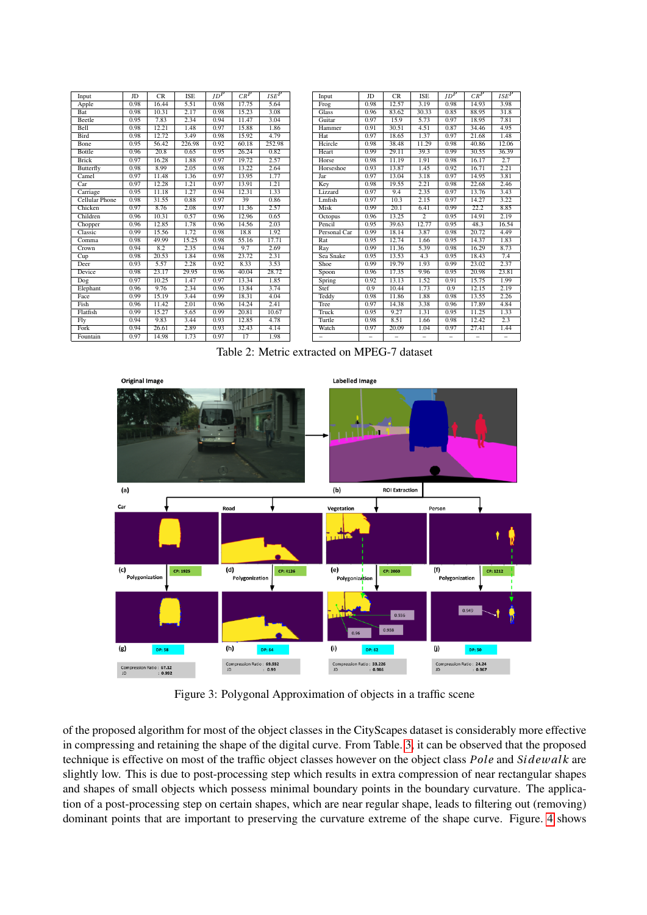| Input | JD | CR | ISE | $JD^P$ | $CR^P$ | $ISE^P$ |
|---|---|---|---|---|---|---|
| Apple | 0.98 | 16.44 | 5.51 | 0.98 | 17.75 | 5.64 |
| Bat | 0.98 | 10.31 | 2.17 | 0.98 | 15.23 | 3.08 |
| Beetle | 0.95 | 7.83 | 2.34 | 0.95 | 11.47 | 3.04 |
| Bell | 0.98 | 12.21 | 1.48 | 0.97 | 15.88 | 1.86 |
| Bird | 0.98 | 12.72 | 3.49 | 0.98 | 15.92 | 4.79 |
| Bone | 0.95 | 56.42 | 226.98 | 0.92 | 60.18 | 252.98 |
| Bottle | 0.96 | 20.8 | 0.65 | 0.95 | 26.24 | 0.82 |
| Brick | 0.97 | 16.28 | 1.88 | 0.97 | 19.72 | 2.57 |
| Butterfly | 0.98 | 8.99 | 2.05 | 0.98 | 13.22 | 2.64 |
| Camel | 0.97 | 11.48 | 1.36 | 0.97 | 13.95 | 1.77 |
| Car | 0.97 | 12.28 | 1.21 | 0.97 | 13.91 | 1.21 |
| Carriage | 0.95 | 11.18 | 1.27 | 0.94 | 12.31 | 1.33 |
| Cellular Phone | 0.98 | 31.55 | 0.88 | 0.97 | 39 | 0.86 |
| Chicken | 0.97 | 8.76 | 2.08 | 0.97 | 11.36 | 2.57 |
| Children | 0.96 | 10.31 | 0.57 | 0.96 | 12.96 | 0.65 |
| Chopper | 0.96 | 12.85 | 1.78 | 0.96 | 14.56 | 2.03 |
| Classic | 0.99 | 15.56 | 1.72 | 0.98 | 18.8 | 1.92 |
| Comma | 0.98 | 49.99 | 15.25 | 0.98 | 55.16 | 17.71 |
| Crown | 0.94 | 8.2 | 2.35 | 0.94 | 9.7 | 2.69 |
| Cup | 0.98 | 20.53 | 1.84 | 0.98 | 23.72 | 2.31 |
| Deer | 0.93 | 5.57 | 2.28 | 0.92 | 8.33 | 3.53 |
| Device | 0.98 | 23.17 | 29.95 | 0.96 | 40.04 | 28.72 |
| Dog | 0.97 | 10.25 | 1.47 | 0.97 | 13.34 | 1.85 |
| Elephant | 0.96 | 9.76 | 2.34 | 0.96 | 13.84 | 3.74 |
| Face | 0.99 | 15.19 | 3.44 | 0.99 | 18.31 | 4.04 |
| Fish | 0.96 | 11.42 | 2.01 | 0.96 | 14.24 | 2.41 |
| Flatfish | 0.99 | 15.27 | 5.65 | 0.99 | 20.81 | 10.67 |
| Fly | 0.94 | 9.83 | 3.44 | 0.93 | 12.85 | 4.78 |
| Fork | 0.94 | 26.61 | 2.89 | 0.93 | 32.43 | 4.14 |
| Fountain | 0.97 | 14.98 | 1.73 | 0.97 | 17 | 1.98 |
| Frog | 0.98 | 12.57 | 3.19 | 0.98 | 14.93 | 3.98 |
| Glass | 0.96 | 83.62 | 30.33 | 0.85 | 88.95 | 31.8 |
| Guitar | 0.97 | 15.9 | 5.73 | 0.97 | 18.95 | 7.81 |
| Hammer | 0.91 | 30.51 | 4.51 | 0.87 | 34.46 | 4.95 |
| Hat | 0.97 | 18.65 | 1.37 | 0.97 | 21.68 | 1.48 |
| Hcircle | 0.98 | 38.48 | 11.29 | 0.98 | 40.86 | 12.06 |
| Heart | 0.99 | 29.11 | 39.3 | 0.99 | 30.55 | 36.39 |
| Horse | 0.98 | 11.19 | 1.91 | 0.98 | 16.17 | 2.7 |
| Horseshoe | 0.93 | 13.87 | 1.45 | 0.92 | 16.71 | 2.21 |
| Jar | 0.97 | 13.04 | 3.18 | 0.97 | 14.95 | 3.81 |
| Key | 0.98 | 19.55 | 2.21 | 0.98 | 22.68 | 2.46 |
| Lizzard | 0.97 | 9.4 | 2.35 | 0.97 | 13.76 | 3.43 |
| Lmfish | 0.97 | 10.3 | 2.15 | 0.97 | 14.27 | 3.22 |
| Misk | 0.99 | 20.1 | 6.41 | 0.99 | 22.2 | 8.85 |
| Octopus | 0.96 | 13.25 | 2 | 0.95 | 14.91 | 2.19 |
| Pencil | 0.95 | 39.63 | 12.77 | 0.95 | 48.3 | 16.54 |
| Personal Car | 0.99 | 18.14 | 3.87 | 0.98 | 20.72 | 4.49 |
| Rat | 0.95 | 12.74 | 1.66 | 0.95 | 14.37 | 1.83 |
| Ray | 0.99 | 11.36 | 5.39 | 0.98 | 16.29 | 8.73 |
| Sea Snake | 0.95 | 13.53 | 4.3 | 0.95 | 18.43 | 7.4 |
| Shoe | 0.99 | 19.79 | 1.93 | 0.99 | 23.02 | 2.37 |
| Spoon | 0.96 | 17.35 | 9.96 | 0.95 | 20.98 | 23.81 |
| Spring | 0.92 | 13.13 | 1.52 | 0.91 | 15.75 | 1.99 |
| Stef | 0.9 | 10.44 | 1.73 | 0.9 | 12.15 | 2.19 |
| Teddy | 0.98 | 11.86 | 1.88 | 0.98 | 13.55 | 2.26 |
| Tree | 0.97 | 14.38 | 3.38 | 0.96 | 17.89 | 4.84 |
| Truck | 0.95 | 9.27 | 1.31 | 0.95 | 11.25 | 1.33 |
| Turtle | 0.98 | 8.51 | 1.66 | 0.98 | 12.42 | 2.3 |
| Watch | 0.97 | 20.09 | 1.04 | 0.97 | 27.41 | 1.44 |

Table 2: Metric extracted on MPEG-7 dataset

Figure 3: Polygonal Approximation of objects in a traffic scene

of the proposed algorithm for most of the object classes in the CityScapes dataset is considerably more effective in compressing and retaining the shape of the digital curve. From Table. 3, it can be observed that the proposed technique is effective on most of the traffic object classes however on the object class *Pole* and *Sidewalk* are slightly low. This is due to post-processing step which results in extra compression of near rectangular shapes and shapes of small objects which possess minimal boundary points in the boundary curvature. The application of a post-processing step on certain shapes, which are near regular shape, leads to filtering out (removing) dominant points that are important to preserving the curvature extreme of the shape curve. Figure. 4 shows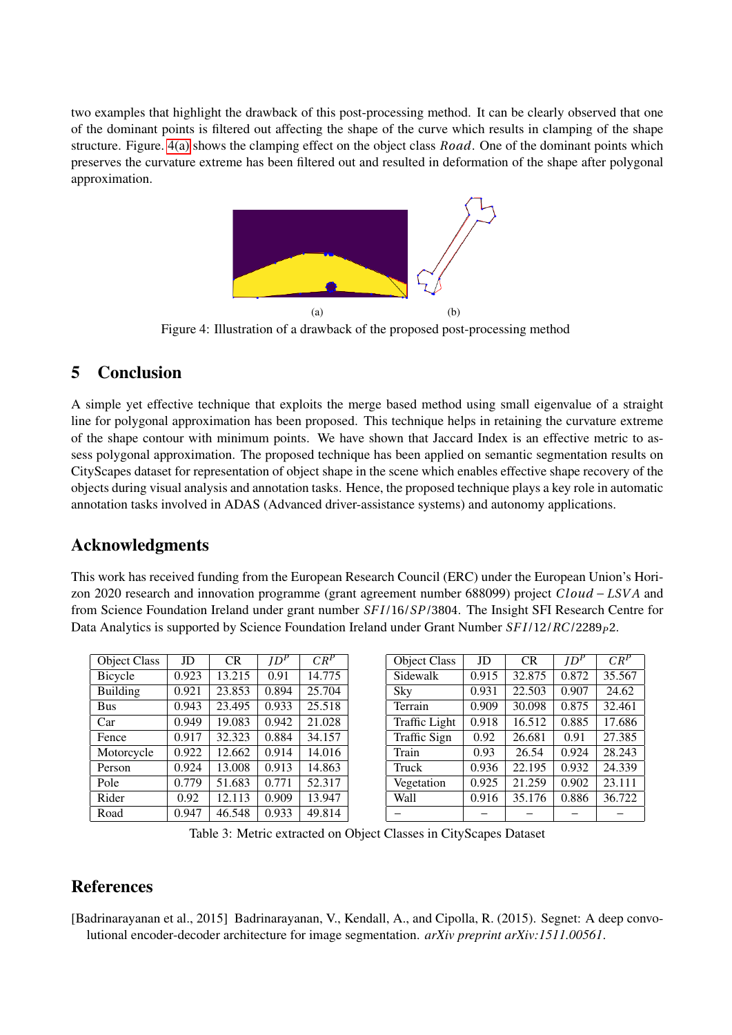two examples that highlight the drawback of this post-processing method. It can be clearly observed that one of the dominant points is filtered out affecting the shape of the curve which results in clamping of the shape structure. Figure. 4(a) shows the clamping effect on the object class $Road$. One of the dominant points which preserves the curvature extreme has been filtered out and resulted in deformation of the shape after polygonal approximation.

(a) (b)

Figure 4: Illustration of a drawback of the proposed post-processing method

## 5 Conclusion

A simple yet effective technique that exploits the merge based method using small eigenvalue of a straight line for polygonal approximation has been proposed. This technique helps in retaining the curvature extreme of the shape contour with minimum points. We have shown that Jaccard Index is an effective metric to assess polygonal approximation. The proposed technique has been applied on semantic segmentation results on CityScapes dataset for representation of object shape in the scene which enables effective shape recovery of the objects during visual analysis and annotation tasks. Hence, the proposed technique plays a key role in automatic annotation tasks involved in ADAS (Advanced driver-assistance systems) and autonomy applications.

## Acknowledgments

This work has received funding from the European Research Council (ERC) under the European Union's Horizon 2020 research and innovation programme (grant agreement number 688099) project $Cloud-LSVA$ and from Science Foundation Ireland under grant number $SFI/16/SP/3804$. The Insight SFI Research Centre for Data Analytics is supported by Science Foundation Ireland under Grant Number $SFI/12/RC/2289_P2$.

| Object Class | JD | CR | $JD^P$ | $CR^P$ |
|---|---|---|---|---|
| Bicycle | 0.923 | 13.215 | 0.91 | 14.775 |
| Building | 0.921 | 23.853 | 0.894 | 25.704 |
| Bus | 0.943 | 23.495 | 0.933 | 25.518 |
| Car | 0.949 | 19.083 | 0.942 | 21.028 |
| Fence | 0.917 | 32.323 | 0.884 | 34.157 |
| Motorcycle | 0.922 | 12.662 | 0.914 | 14.016 |
| Person | 0.924 | 13.008 | 0.913 | 14.863 |
| Pole | 0.779 | 51.683 | 0.771 | 52.317 |
| Rider | 0.92 | 12.113 | 0.909 | 13.947 |
| Road | 0.947 | 46.548 | 0.933 | 49.814 |

| Object Class | JD | CR | $JD^P$ | $CR^P$ |
|---|---|---|---|---|
| Sidewalk | 0.915 | 32.875 | 0.872 | 35.567 |
| Sky | 0.931 | 22.503 | 0.907 | 24.62 |
| Terrain | 0.909 | 30.098 | 0.875 | 32.461 |
| Traffic Light | 0.918 | 16.512 | 0.885 | 17.686 |
| Traffic Sign | 0.92 | 26.681 | 0.91 | 27.385 |
| Train | 0.93 | 26.54 | 0.924 | 28.243 |
| Truck | 0.936 | 22.195 | 0.932 | 24.339 |
| Vegetation | 0.925 | 21.259 | 0.902 | 23.111 |
| Wall | 0.916 | 35.176 | 0.886 | 36.722 |
| – | – | – | – | – |

Table 3: Metric extracted on Object Classes in CityScapes Dataset

## References

[Badrinarayanan et al., 2015] Badrinarayanan, V., Kendall, A., and Cipolla, R. (2015). Segnet: A deep convolutional encoder-decoder architecture for image segmentation. *arXiv preprint arXiv:1511.00561*.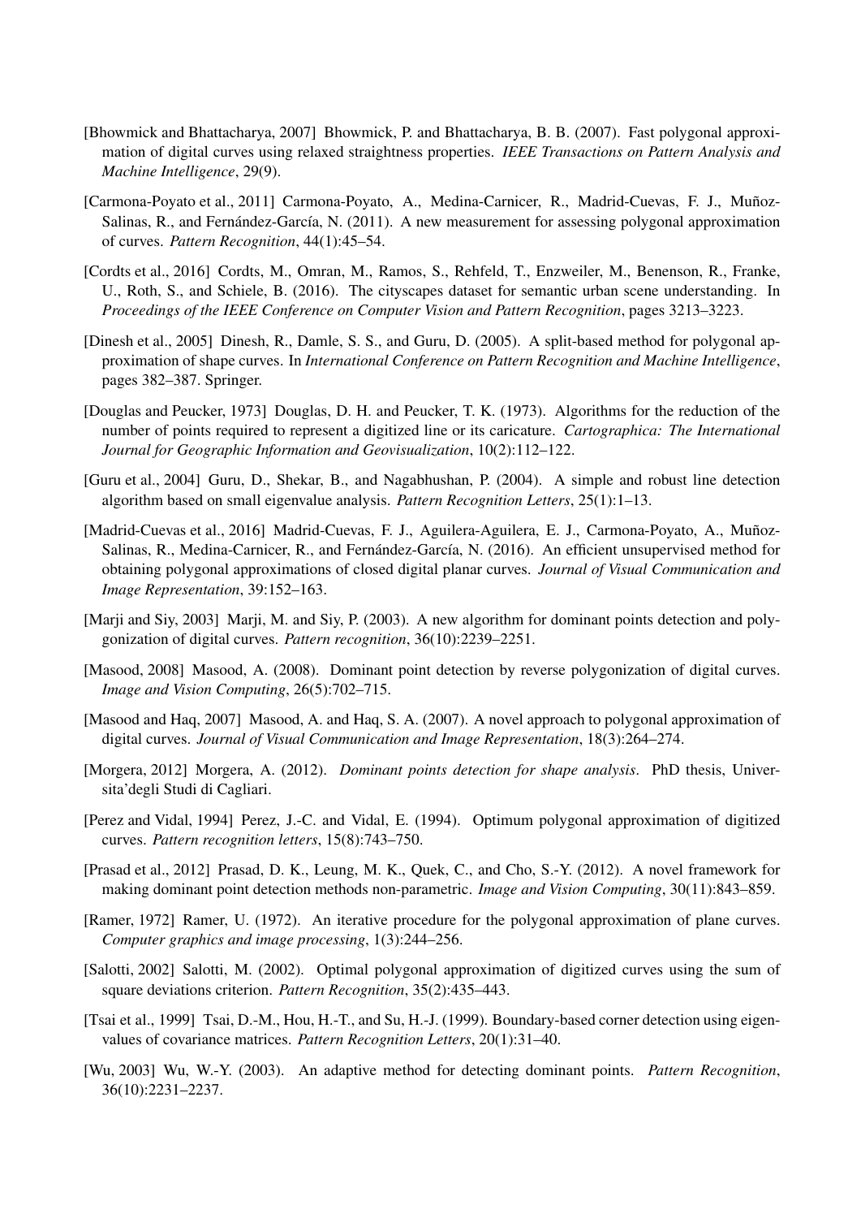[Bhowmick and Bhattacharya, 2007] Bhowmick, P. and Bhattacharya, B. B. (2007). Fast polygonal approximation of digital curves using relaxed straightness properties. *IEEE Transactions on Pattern Analysis and Machine Intelligence*, 29(9).

[Carmona-Poyato et al., 2011] Carmona-Poyato, A., Medina-Carnicer, R., Madrid-Cuevas, F. J., Muñoz-Salinas, R., and Fernández-García, N. (2011). A new measurement for assessing polygonal approximation of curves. *Pattern Recognition*, 44(1):45–54.

[Cordts et al., 2016] Cordts, M., Omran, M., Ramos, S., Rehfeld, T., Enzweiler, M., Benenson, R., Franke, U., Roth, S., and Schiele, B. (2016). The cityscapes dataset for semantic urban scene understanding. In *Proceedings of the IEEE Conference on Computer Vision and Pattern Recognition*, pages 3213–3223.

[Dinesh et al., 2005] Dinesh, R., Damle, S. S., and Guru, D. (2005). A split-based method for polygonal approximation of shape curves. In *International Conference on Pattern Recognition and Machine Intelligence*, pages 382–387. Springer.

[Douglas and Peucker, 1973] Douglas, D. H. and Peucker, T. K. (1973). Algorithms for the reduction of the number of points required to represent a digitized line or its caricature. *Cartographica: The International Journal for Geographic Information and Geovisualization*, 10(2):112–122.

[Guru et al., 2004] Guru, D., Shekar, B., and Nagabhushan, P. (2004). A simple and robust line detection algorithm based on small eigenvalue analysis. *Pattern Recognition Letters*, 25(1):1–13.

[Madrid-Cuevas et al., 2016] Madrid-Cuevas, F. J., Aguilera-Aguilera, E. J., Carmona-Poyato, A., Muñoz-Salinas, R., Medina-Carnicer, R., and Fernández-García, N. (2016). An efficient unsupervised method for obtaining polygonal approximations of closed digital planar curves. *Journal of Visual Communication and Image Representation*, 39:152–163.

[Marji and Siy, 2003] Marji, M. and Siy, P. (2003). A new algorithm for dominant points detection and polygonization of digital curves. *Pattern recognition*, 36(10):2239–2251.

[Masood, 2008] Masood, A. (2008). Dominant point detection by reverse polygonization of digital curves. *Image and Vision Computing*, 26(5):702–715.

[Masood and Haq, 2007] Masood, A. and Haq, S. A. (2007). A novel approach to polygonal approximation of digital curves. *Journal of Visual Communication and Image Representation*, 18(3):264–274.

[Morgera, 2012] Morgera, A. (2012). *Dominant points detection for shape analysis*. PhD thesis, Universita'degli Studi di Cagliari.

[Perez and Vidal, 1994] Perez, J.-C. and Vidal, E. (1994). Optimum polygonal approximation of digitized curves. *Pattern recognition letters*, 15(8):743–750.

[Prasad et al., 2012] Prasad, D. K., Leung, M. K., Quek, C., and Cho, S.-Y. (2012). A novel framework for making dominant point detection methods non-parametric. *Image and Vision Computing*, 30(11):843–859.

[Ramer, 1972] Ramer, U. (1972). An iterative procedure for the polygonal approximation of plane curves. *Computer graphics and image processing*, 1(3):244–256.

[Salotti, 2002] Salotti, M. (2002). Optimal polygonal approximation of digitized curves using the sum of square deviations criterion. *Pattern Recognition*, 35(2):435–443.

[Tsai et al., 1999] Tsai, D.-M., Hou, H.-T., and Su, H.-J. (1999). Boundary-based corner detection using eigenvalues of covariance matrices. *Pattern Recognition Letters*, 20(1):31–40.

[Wu, 2003] Wu, W.-Y. (2003). An adaptive method for detecting dominant points. *Pattern Recognition*, 36(10):2231–2237.